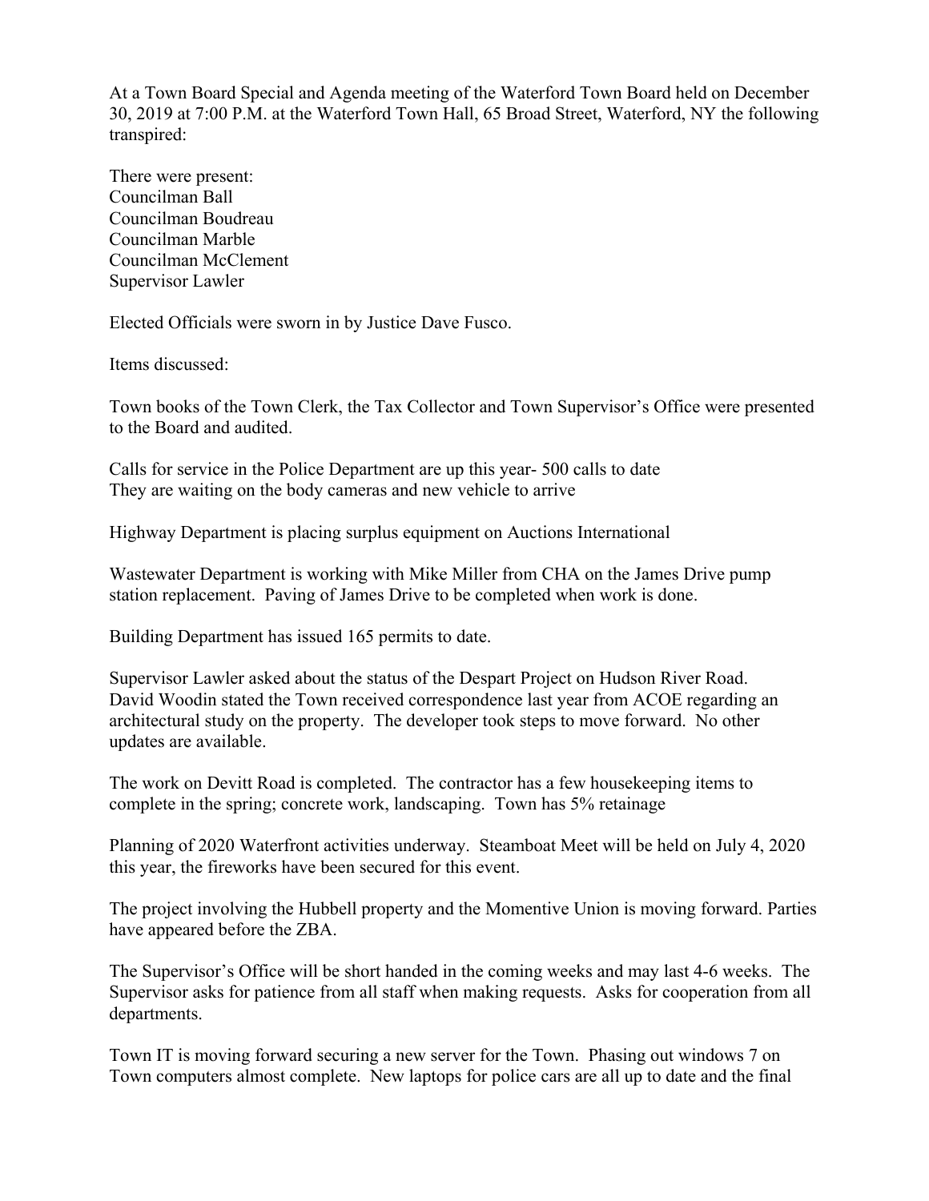At a Town Board Special and Agenda meeting of the Waterford Town Board held on December 30, 2019 at 7:00 P.M. at the Waterford Town Hall, 65 Broad Street, Waterford, NY the following transpired:

There were present:
Councilman Ball
Councilman Boudreau
Councilman Marble
Councilman McClement
Supervisor Lawler

Elected Officials were sworn in by Justice Dave Fusco.

Items discussed:

Town books of the Town Clerk, the Tax Collector and Town Supervisor's Office were presented to the Board and audited.

Calls for service in the Police Department are up this year- 500 calls to date
They are waiting on the body cameras and new vehicle to arrive

Highway Department is placing surplus equipment on Auctions International

Wastewater Department is working with Mike Miller from CHA on the James Drive pump station replacement. Paving of James Drive to be completed when work is done.

Building Department has issued 165 permits to date.

Supervisor Lawler asked about the status of the Despart Project on Hudson River Road. David Woodin stated the Town received correspondence last year from ACOE regarding an architectural study on the property. The developer took steps to move forward. No other updates are available.

The work on Devitt Road is completed. The contractor has a few housekeeping items to complete in the spring; concrete work, landscaping. Town has 5% retainage

Planning of 2020 Waterfront activities underway. Steamboat Meet will be held on July 4, 2020 this year, the fireworks have been secured for this event.

The project involving the Hubbell property and the Momentive Union is moving forward. Parties have appeared before the ZBA.

The Supervisor's Office will be short handed in the coming weeks and may last 4-6 weeks. The Supervisor asks for patience from all staff when making requests. Asks for cooperation from all departments.

Town IT is moving forward securing a new server for the Town. Phasing out windows 7 on Town computers almost complete. New laptops for police cars are all up to date and the final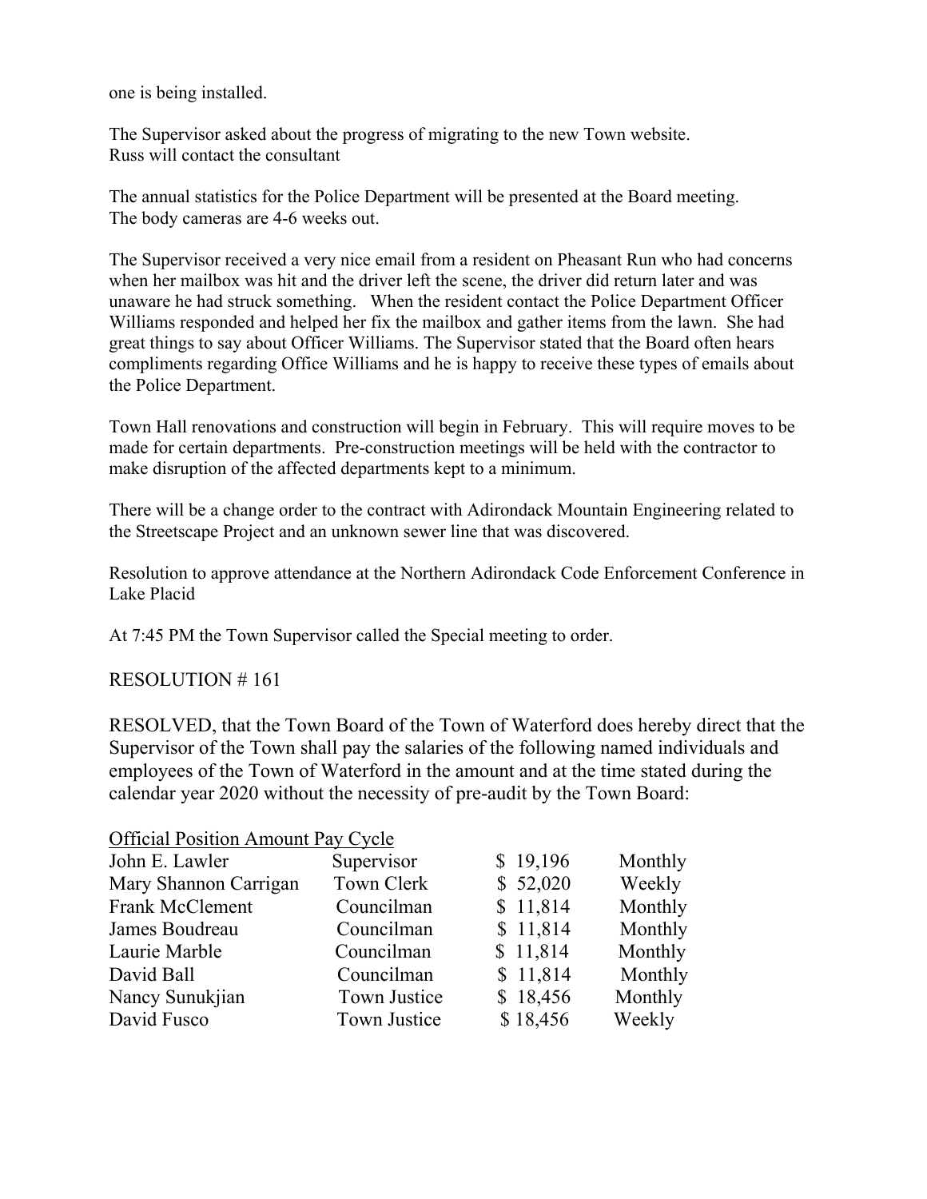one is being installed.

The Supervisor asked about the progress of migrating to the new Town website.
Russ will contact the consultant

The annual statistics for the Police Department will be presented at the Board meeting.
The body cameras are 4-6 weeks out.

The Supervisor received a very nice email from a resident on Pheasant Run who had concerns when her mailbox was hit and the driver left the scene, the driver did return later and was unaware he had struck something. When the resident contact the Police Department Officer Williams responded and helped her fix the mailbox and gather items from the lawn. She had great things to say about Officer Williams. The Supervisor stated that the Board often hears compliments regarding Office Williams and he is happy to receive these types of emails about the Police Department.

Town Hall renovations and construction will begin in February. This will require moves to be made for certain departments. Pre-construction meetings will be held with the contractor to make disruption of the affected departments kept to a minimum.

There will be a change order to the contract with Adirondack Mountain Engineering related to the Streetscape Project and an unknown sewer line that was discovered.

Resolution to approve attendance at the Northern Adirondack Code Enforcement Conference in Lake Placid

At 7:45 PM the Town Supervisor called the Special meeting to order.

RESOLUTION # 161

RESOLVED, that the Town Board of the Town of Waterford does hereby direct that the Supervisor of the Town shall pay the salaries of the following named individuals and employees of the Town of Waterford in the amount and at the time stated during the calendar year 2020 without the necessity of pre-audit by the Town Board:

| Official | Position | Amount | Pay Cycle |
|---|---|---|---|
| John E. Lawler | Supervisor | $ 19,196 | Monthly |
| Mary Shannon Carrigan | Town Clerk | $ 52,020 | Weekly |
| Frank McClement | Councilman | $ 11,814 | Monthly |
| James Boudreau | Councilman | $ 11,814 | Monthly |
| Laurie Marble | Councilman | $ 11,814 | Monthly |
| David Ball | Councilman | $ 11,814 | Monthly |
| Nancy Sunukjian | Town Justice | $ 18,456 | Monthly |
| David Fusco | Town Justice | $ 18,456 | Weekly |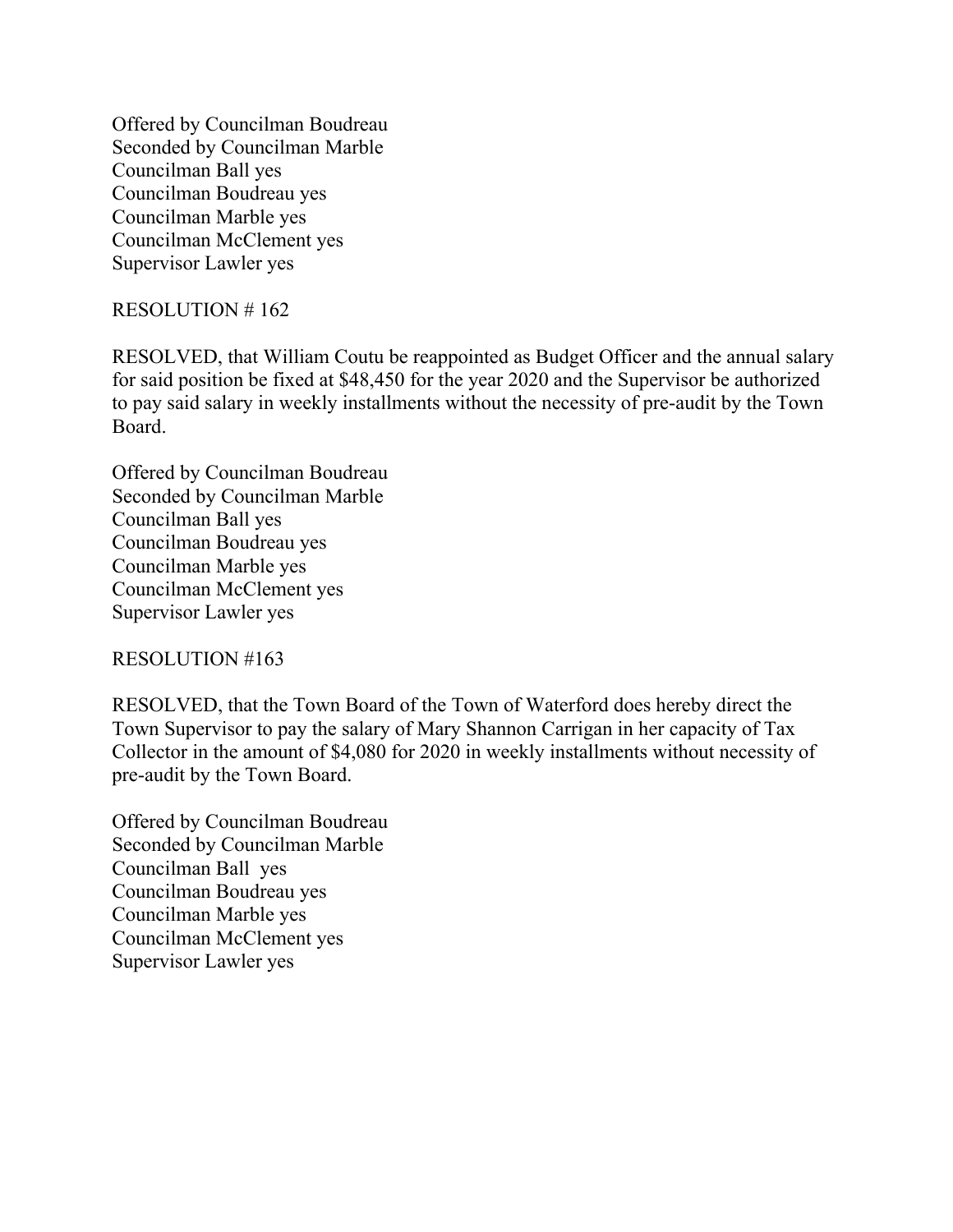Offered by Councilman Boudreau
Seconded by Councilman Marble
Councilman Ball yes
Councilman Boudreau yes
Councilman Marble yes
Councilman McClement yes
Supervisor Lawler yes

RESOLUTION # 162

RESOLVED, that William Coutu be reappointed as Budget Officer and the annual salary for said position be fixed at $48,450 for the year 2020 and the Supervisor be authorized to pay said salary in weekly installments without the necessity of pre-audit by the Town Board.

Offered by Councilman Boudreau
Seconded by Councilman Marble
Councilman Ball yes
Councilman Boudreau yes
Councilman Marble yes
Councilman McClement yes
Supervisor Lawler yes

RESOLUTION #163

RESOLVED, that the Town Board of the Town of Waterford does hereby direct the Town Supervisor to pay the salary of Mary Shannon Carrigan in her capacity of Tax Collector in the amount of $4,080 for 2020 in weekly installments without necessity of pre-audit by the Town Board.

Offered by Councilman Boudreau
Seconded by Councilman Marble
Councilman Ball yes
Councilman Boudreau yes
Councilman Marble yes
Councilman McClement yes
Supervisor Lawler yes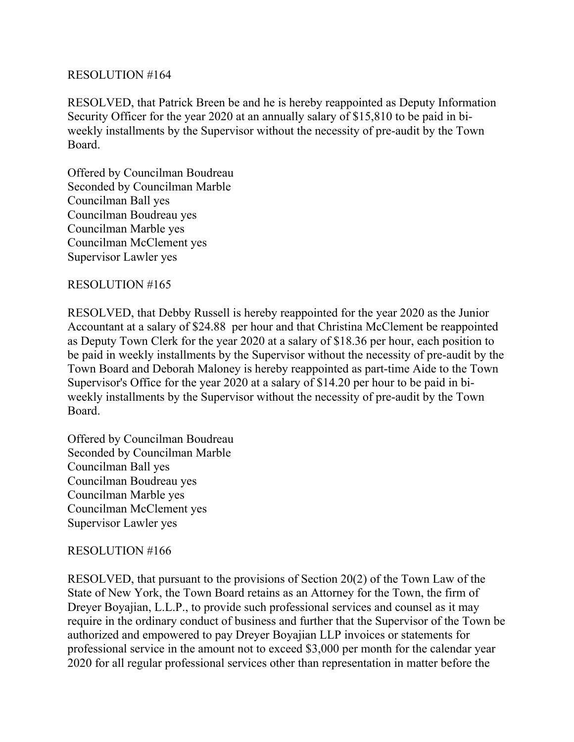RESOLUTION #164

RESOLVED, that Patrick Breen be and he is hereby reappointed as Deputy Information Security Officer for the year 2020 at an annually salary of $15,810 to be paid in bi-weekly installments by the Supervisor without the necessity of pre-audit by the Town Board.

Offered by Councilman Boudreau
Seconded by Councilman Marble
Councilman Ball yes
Councilman Boudreau yes
Councilman Marble yes
Councilman McClement yes
Supervisor Lawler yes

RESOLUTION #165

RESOLVED, that Debby Russell is hereby reappointed for the year 2020 as the Junior Accountant at a salary of $24.88 per hour and that Christina McClement be reappointed as Deputy Town Clerk for the year 2020 at a salary of $18.36 per hour, each position to be paid in weekly installments by the Supervisor without the necessity of pre-audit by the Town Board and Deborah Maloney is hereby reappointed as part-time Aide to the Town Supervisor's Office for the year 2020 at a salary of $14.20 per hour to be paid in bi-weekly installments by the Supervisor without the necessity of pre-audit by the Town Board.

Offered by Councilman Boudreau
Seconded by Councilman Marble
Councilman Ball yes
Councilman Boudreau yes
Councilman Marble yes
Councilman McClement yes
Supervisor Lawler yes

RESOLUTION #166

RESOLVED, that pursuant to the provisions of Section 20(2) of the Town Law of the State of New York, the Town Board retains as an Attorney for the Town, the firm of Dreyer Boyajian, L.L.P., to provide such professional services and counsel as it may require in the ordinary conduct of business and further that the Supervisor of the Town be authorized and empowered to pay Dreyer Boyajian LLP invoices or statements for professional service in the amount not to exceed $3,000 per month for the calendar year 2020 for all regular professional services other than representation in matter before the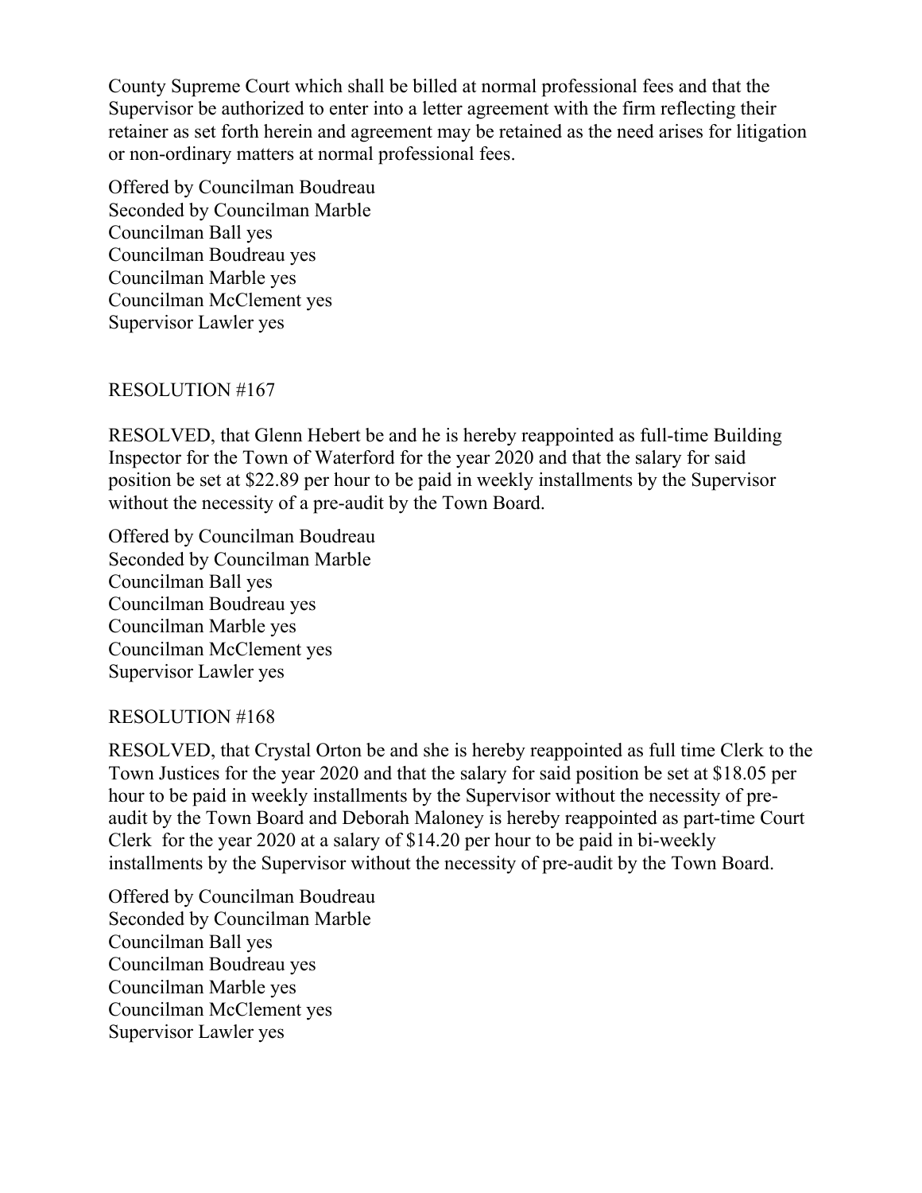County Supreme Court which shall be billed at normal professional fees and that the Supervisor be authorized to enter into a letter agreement with the firm reflecting their retainer as set forth herein and agreement may be retained as the need arises for litigation or non-ordinary matters at normal professional fees.

Offered by Councilman Boudreau
Seconded by Councilman Marble
Councilman Ball yes
Councilman Boudreau yes
Councilman Marble yes
Councilman McClement yes
Supervisor Lawler yes

RESOLUTION #167

RESOLVED, that Glenn Hebert be and he is hereby reappointed as full-time Building Inspector for the Town of Waterford for the year 2020 and that the salary for said position be set at $22.89 per hour to be paid in weekly installments by the Supervisor without the necessity of a pre-audit by the Town Board.

Offered by Councilman Boudreau
Seconded by Councilman Marble
Councilman Ball yes
Councilman Boudreau yes
Councilman Marble yes
Councilman McClement yes
Supervisor Lawler yes

RESOLUTION #168

RESOLVED, that Crystal Orton be and she is hereby reappointed as full time Clerk to the Town Justices for the year 2020 and that the salary for said position be set at $18.05 per hour to be paid in weekly installments by the Supervisor without the necessity of pre-audit by the Town Board and Deborah Maloney is hereby reappointed as part-time Court Clerk for the year 2020 at a salary of $14.20 per hour to be paid in bi-weekly installments by the Supervisor without the necessity of pre-audit by the Town Board.

Offered by Councilman Boudreau
Seconded by Councilman Marble
Councilman Ball yes
Councilman Boudreau yes
Councilman Marble yes
Councilman McClement yes
Supervisor Lawler yes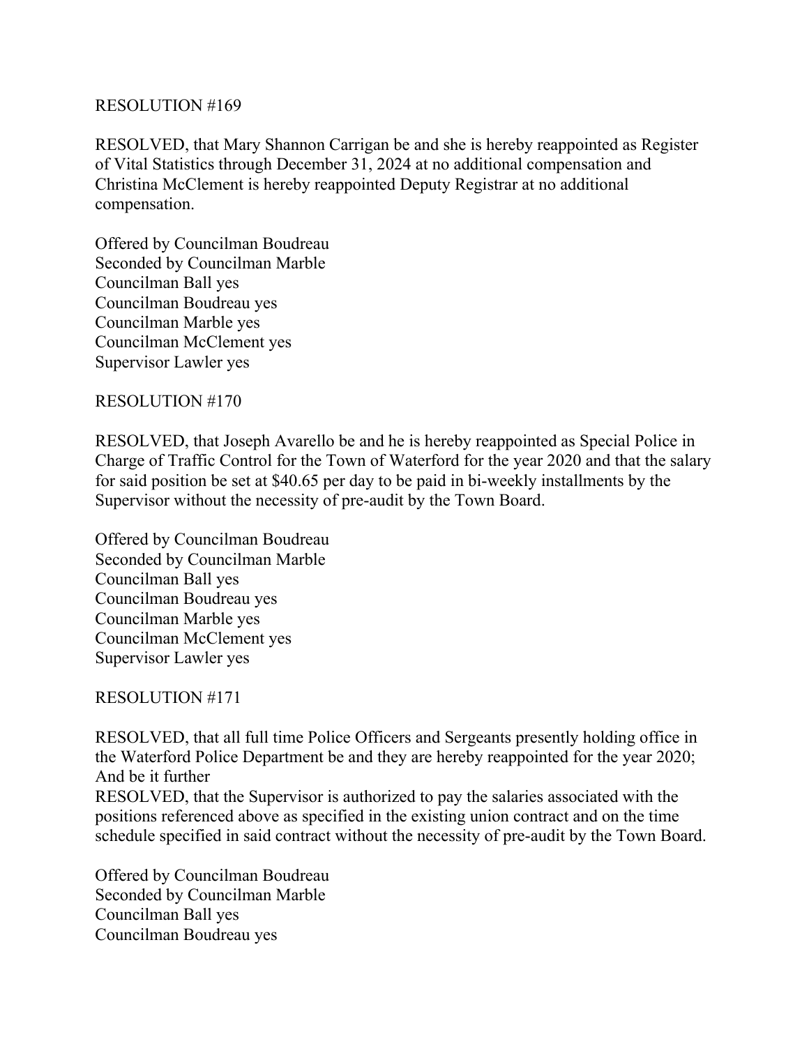RESOLUTION #169

RESOLVED, that Mary Shannon Carrigan be and she is hereby reappointed as Register of Vital Statistics through December 31, 2024 at no additional compensation and Christina McClement is hereby reappointed Deputy Registrar at no additional compensation.

Offered by Councilman Boudreau
Seconded by Councilman Marble
Councilman Ball yes
Councilman Boudreau yes
Councilman Marble yes
Councilman McClement yes
Supervisor Lawler yes

RESOLUTION #170

RESOLVED, that Joseph Avarello be and he is hereby reappointed as Special Police in Charge of Traffic Control for the Town of Waterford for the year 2020 and that the salary for said position be set at $40.65 per day to be paid in bi-weekly installments by the Supervisor without the necessity of pre-audit by the Town Board.

Offered by Councilman Boudreau
Seconded by Councilman Marble
Councilman Ball yes
Councilman Boudreau yes
Councilman Marble yes
Councilman McClement yes
Supervisor Lawler yes

RESOLUTION #171

RESOLVED, that all full time Police Officers and Sergeants presently holding office in the Waterford Police Department be and they are hereby reappointed for the year 2020;
And be it further
RESOLVED, that the Supervisor is authorized to pay the salaries associated with the positions referenced above as specified in the existing union contract and on the time schedule specified in said contract without the necessity of pre-audit by the Town Board.

Offered by Councilman Boudreau
Seconded by Councilman Marble
Councilman Ball yes
Councilman Boudreau yes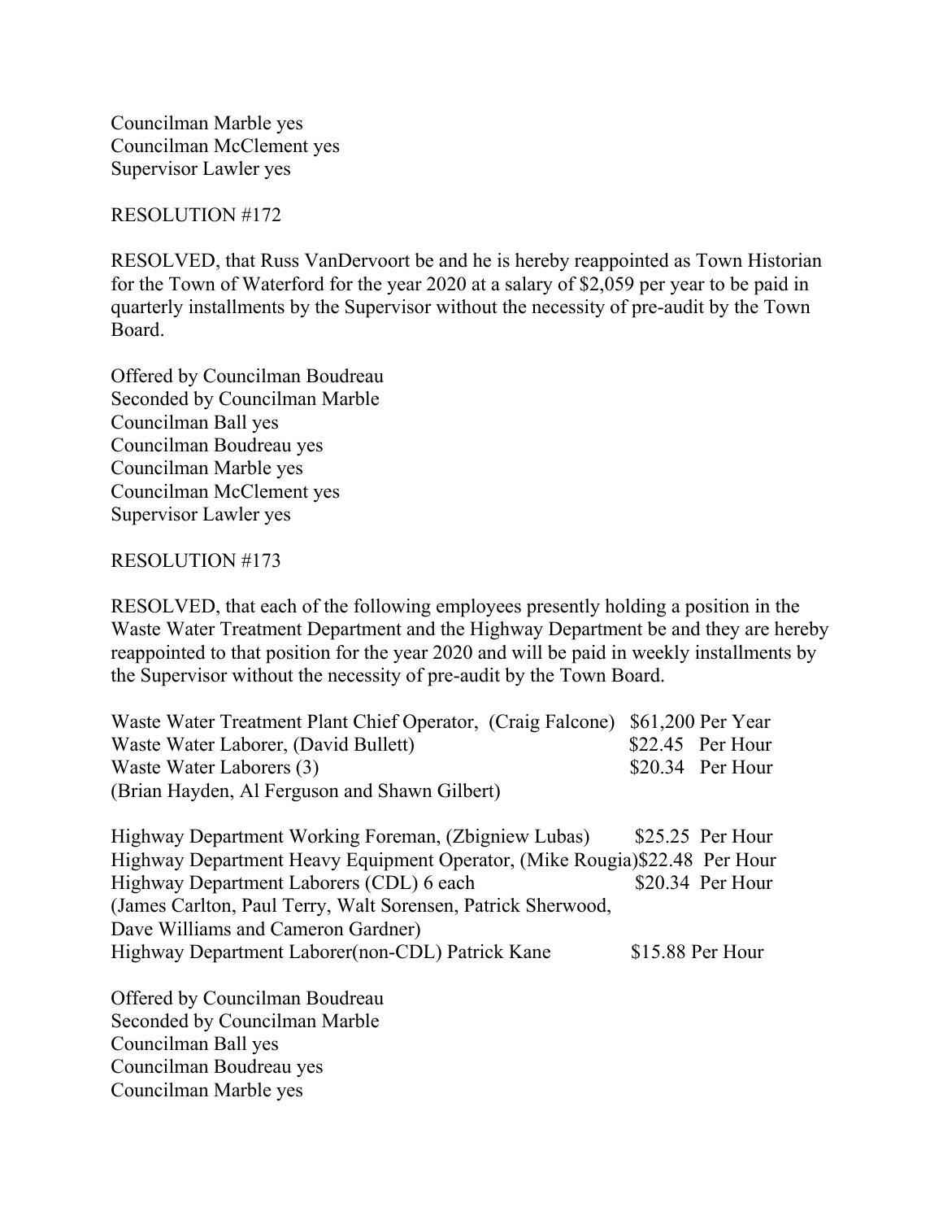Councilman Marble yes
Councilman McClement yes
Supervisor Lawler yes

RESOLUTION #172

RESOLVED, that Russ VanDervoort be and he is hereby reappointed as Town Historian for the Town of Waterford for the year 2020 at a salary of $2,059 per year to be paid in quarterly installments by the Supervisor without the necessity of pre-audit by the Town Board.

Offered by Councilman Boudreau
Seconded by Councilman Marble
Councilman Ball yes
Councilman Boudreau yes
Councilman Marble yes
Councilman McClement yes
Supervisor Lawler yes

RESOLUTION #173

RESOLVED, that each of the following employees presently holding a position in the Waste Water Treatment Department and the Highway Department be and they are hereby reappointed to that position for the year 2020 and will be paid in weekly installments by the Supervisor without the necessity of pre-audit by the Town Board.

Waste Water Treatment Plant Chief Operator, (Craig Falcone) $61,200 Per Year
Waste Water Laborer, (David Bullett) $22.45 Per Hour
Waste Water Laborers (3) $20.34 Per Hour
(Brian Hayden, Al Ferguson and Shawn Gilbert)

Highway Department Working Foreman, (Zbigniew Lubas) $25.25 Per Hour
Highway Department Heavy Equipment Operator, (Mike Rougia)$22.48 Per Hour
Highway Department Laborers (CDL) 6 each $20.34 Per Hour
(James Carlton, Paul Terry, Walt Sorensen, Patrick Sherwood, Dave Williams and Cameron Gardner)
Highway Department Laborer(non-CDL) Patrick Kane $15.88 Per Hour

Offered by Councilman Boudreau
Seconded by Councilman Marble
Councilman Ball yes
Councilman Boudreau yes
Councilman Marble yes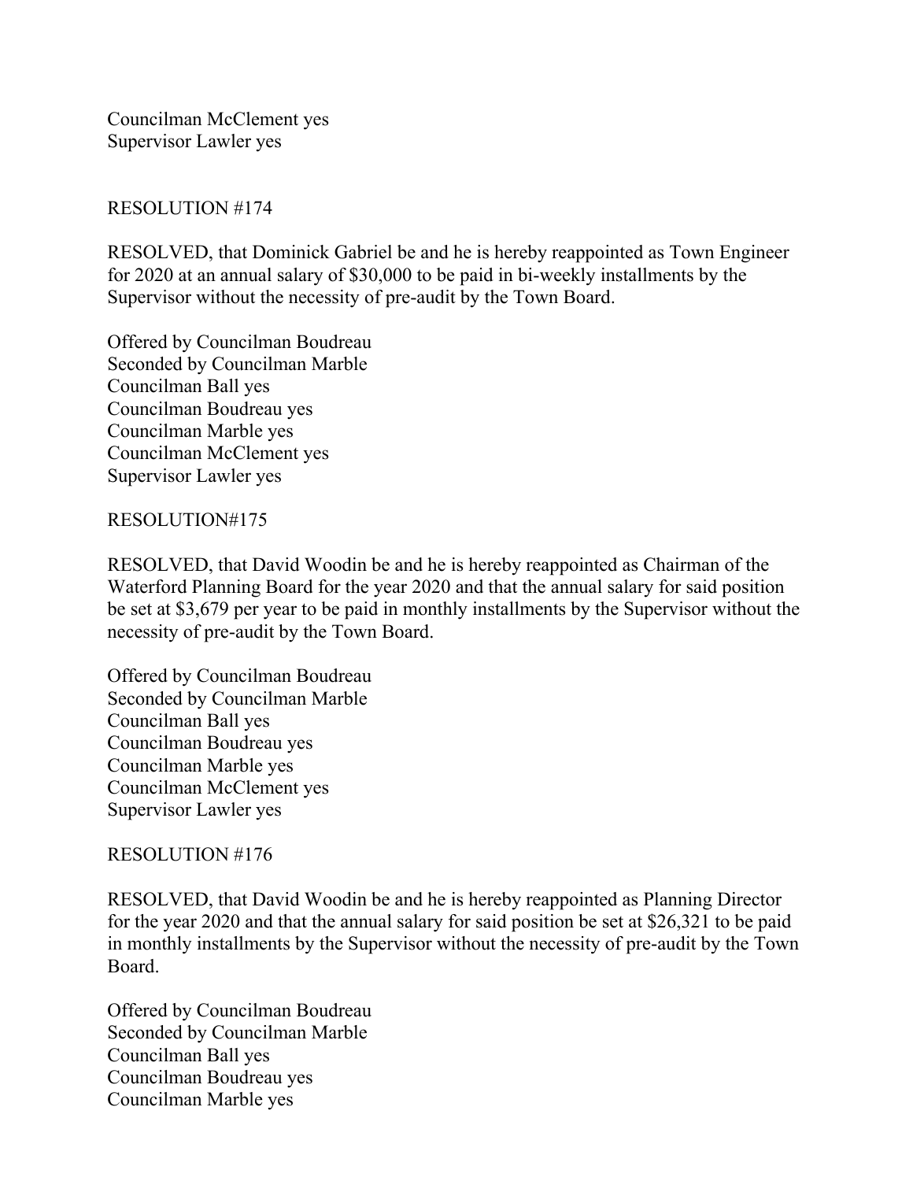Councilman McClement yes
Supervisor Lawler yes

RESOLUTION #174

RESOLVED, that Dominick Gabriel be and he is hereby reappointed as Town Engineer for 2020 at an annual salary of $30,000 to be paid in bi-weekly installments by the Supervisor without the necessity of pre-audit by the Town Board.

Offered by Councilman Boudreau
Seconded by Councilman Marble
Councilman Ball yes
Councilman Boudreau yes
Councilman Marble yes
Councilman McClement yes
Supervisor Lawler yes

RESOLUTION#175

RESOLVED, that David Woodin be and he is hereby reappointed as Chairman of the Waterford Planning Board for the year 2020 and that the annual salary for said position be set at $3,679 per year to be paid in monthly installments by the Supervisor without the necessity of pre-audit by the Town Board.

Offered by Councilman Boudreau
Seconded by Councilman Marble
Councilman Ball yes
Councilman Boudreau yes
Councilman Marble yes
Councilman McClement yes
Supervisor Lawler yes

RESOLUTION #176

RESOLVED, that David Woodin be and he is hereby reappointed as Planning Director for the year 2020 and that the annual salary for said position be set at $26,321 to be paid in monthly installments by the Supervisor without the necessity of pre-audit by the Town Board.

Offered by Councilman Boudreau
Seconded by Councilman Marble
Councilman Ball yes
Councilman Boudreau yes
Councilman Marble yes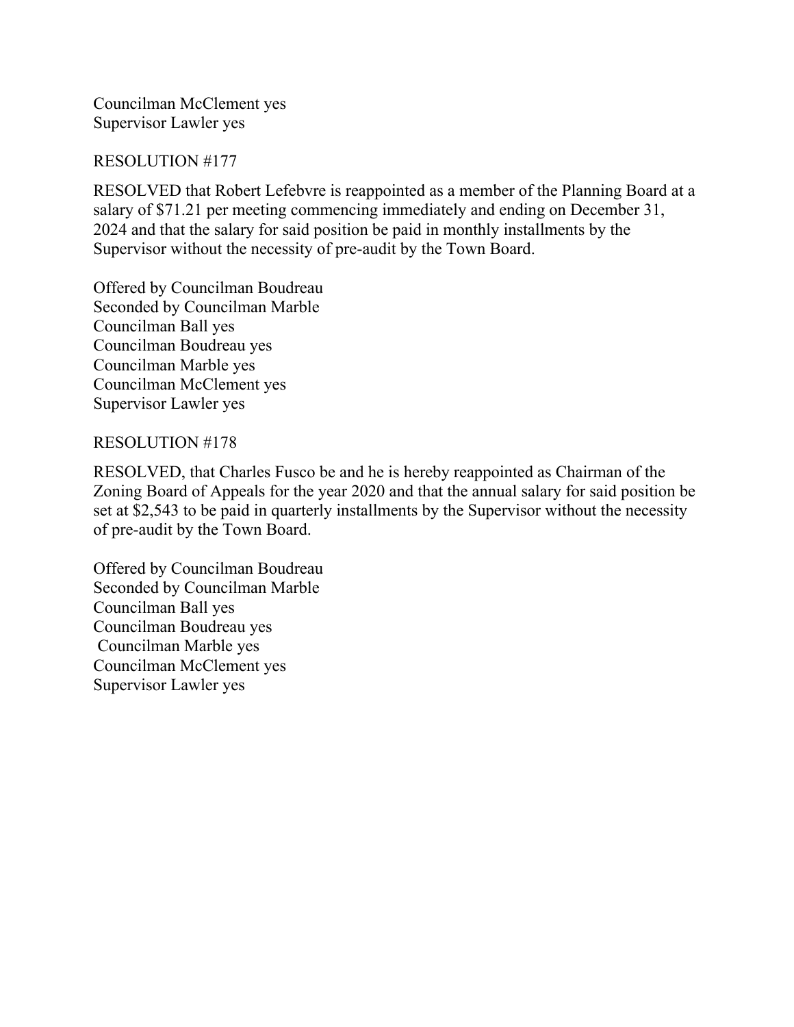Councilman McClement yes
Supervisor Lawler yes

RESOLUTION #177

RESOLVED that Robert Lefebvre is reappointed as a member of the Planning Board at a salary of $71.21 per meeting commencing immediately and ending on December 31, 2024 and that the salary for said position be paid in monthly installments by the Supervisor without the necessity of pre-audit by the Town Board.

Offered by Councilman Boudreau
Seconded by Councilman Marble
Councilman Ball yes
Councilman Boudreau yes
Councilman Marble yes
Councilman McClement yes
Supervisor Lawler yes

RESOLUTION #178

RESOLVED, that Charles Fusco be and he is hereby reappointed as Chairman of the Zoning Board of Appeals for the year 2020 and that the annual salary for said position be set at $2,543 to be paid in quarterly installments by the Supervisor without the necessity of pre-audit by the Town Board.

Offered by Councilman Boudreau
Seconded by Councilman Marble
Councilman Ball yes
Councilman Boudreau yes
Councilman Marble yes
Councilman McClement yes
Supervisor Lawler yes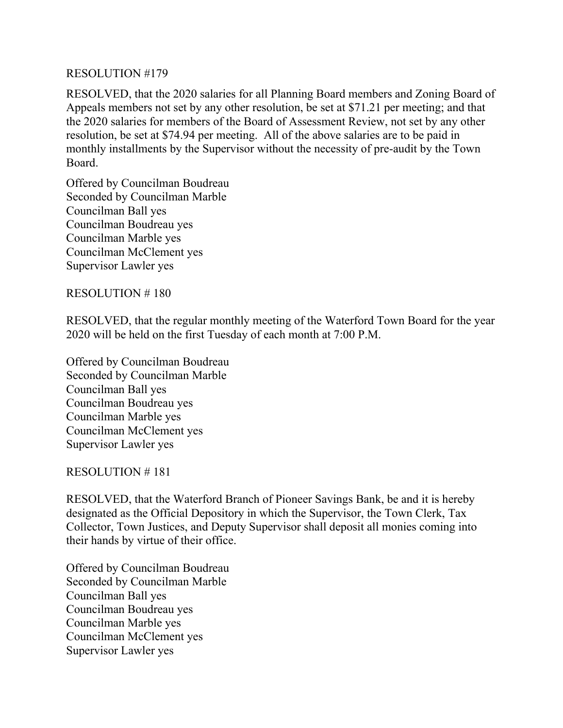RESOLUTION #179

RESOLVED, that the 2020 salaries for all Planning Board members and Zoning Board of Appeals members not set by any other resolution, be set at $71.21 per meeting; and that the 2020 salaries for members of the Board of Assessment Review, not set by any other resolution, be set at $74.94 per meeting. All of the above salaries are to be paid in monthly installments by the Supervisor without the necessity of pre-audit by the Town Board.

Offered by Councilman Boudreau
Seconded by Councilman Marble
Councilman Ball yes
Councilman Boudreau yes
Councilman Marble yes
Councilman McClement yes
Supervisor Lawler yes

RESOLUTION # 180

RESOLVED, that the regular monthly meeting of the Waterford Town Board for the year 2020 will be held on the first Tuesday of each month at 7:00 P.M.

Offered by Councilman Boudreau
Seconded by Councilman Marble
Councilman Ball yes
Councilman Boudreau yes
Councilman Marble yes
Councilman McClement yes
Supervisor Lawler yes

RESOLUTION # 181

RESOLVED, that the Waterford Branch of Pioneer Savings Bank, be and it is hereby designated as the Official Depository in which the Supervisor, the Town Clerk, Tax Collector, Town Justices, and Deputy Supervisor shall deposit all monies coming into their hands by virtue of their office.

Offered by Councilman Boudreau
Seconded by Councilman Marble
Councilman Ball yes
Councilman Boudreau yes
Councilman Marble yes
Councilman McClement yes
Supervisor Lawler yes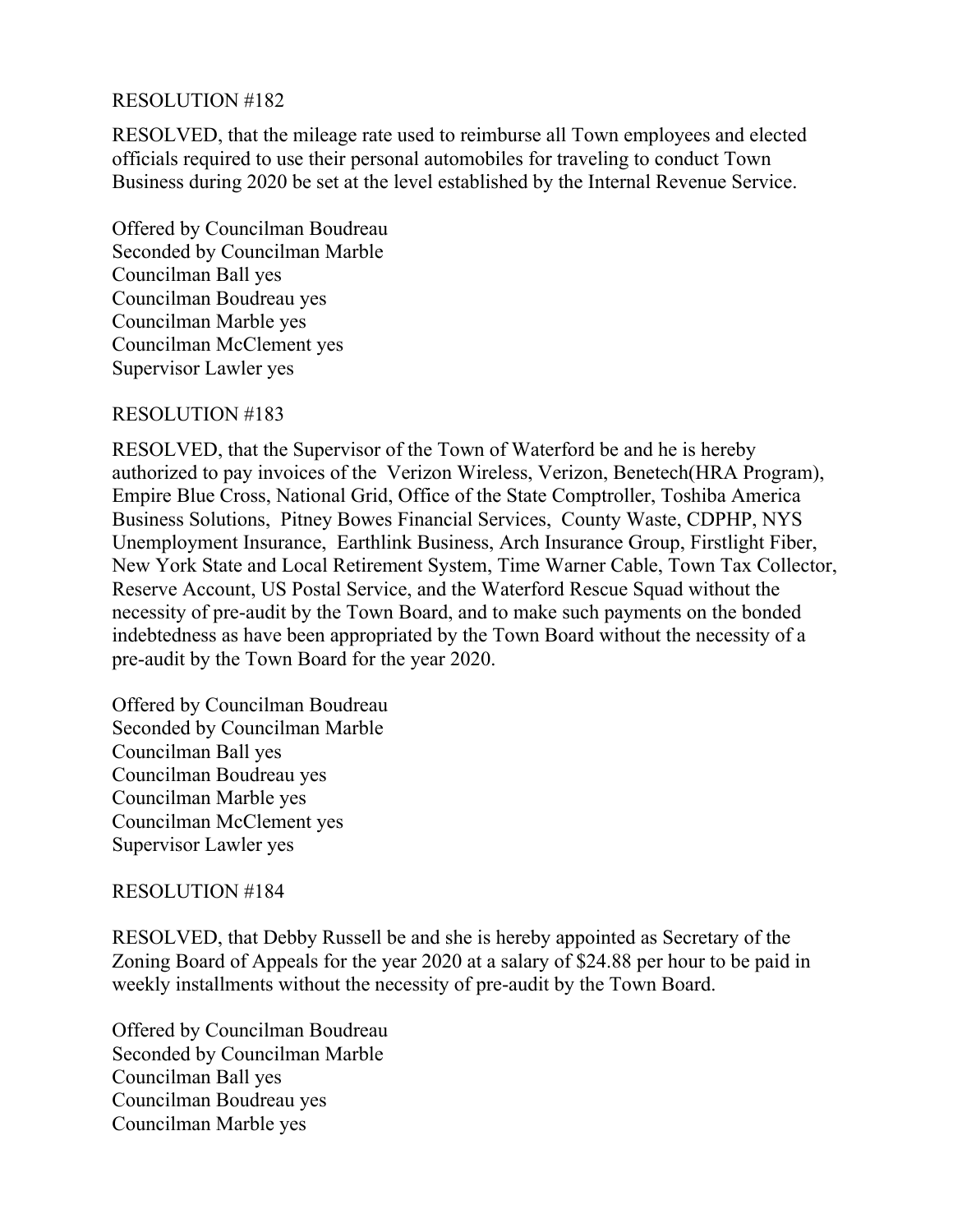RESOLUTION #182

RESOLVED, that the mileage rate used to reimburse all Town employees and elected officials required to use their personal automobiles for traveling to conduct Town Business during 2020 be set at the level established by the Internal Revenue Service.

Offered by Councilman Boudreau
Seconded by Councilman Marble
Councilman Ball yes
Councilman Boudreau yes
Councilman Marble yes
Councilman McClement yes
Supervisor Lawler yes

RESOLUTION #183

RESOLVED, that the Supervisor of the Town of Waterford be and he is hereby authorized to pay invoices of the Verizon Wireless, Verizon, Benetech(HRA Program), Empire Blue Cross, National Grid, Office of the State Comptroller, Toshiba America Business Solutions, Pitney Bowes Financial Services, County Waste, CDPHP, NYS Unemployment Insurance, Earthlink Business, Arch Insurance Group, Firstlight Fiber, New York State and Local Retirement System, Time Warner Cable, Town Tax Collector, Reserve Account, US Postal Service, and the Waterford Rescue Squad without the necessity of pre-audit by the Town Board, and to make such payments on the bonded indebtedness as have been appropriated by the Town Board without the necessity of a pre-audit by the Town Board for the year 2020.

Offered by Councilman Boudreau
Seconded by Councilman Marble
Councilman Ball yes
Councilman Boudreau yes
Councilman Marble yes
Councilman McClement yes
Supervisor Lawler yes

RESOLUTION #184

RESOLVED, that Debby Russell be and she is hereby appointed as Secretary of the Zoning Board of Appeals for the year 2020 at a salary of $24.88 per hour to be paid in weekly installments without the necessity of pre-audit by the Town Board.

Offered by Councilman Boudreau
Seconded by Councilman Marble
Councilman Ball yes
Councilman Boudreau yes
Councilman Marble yes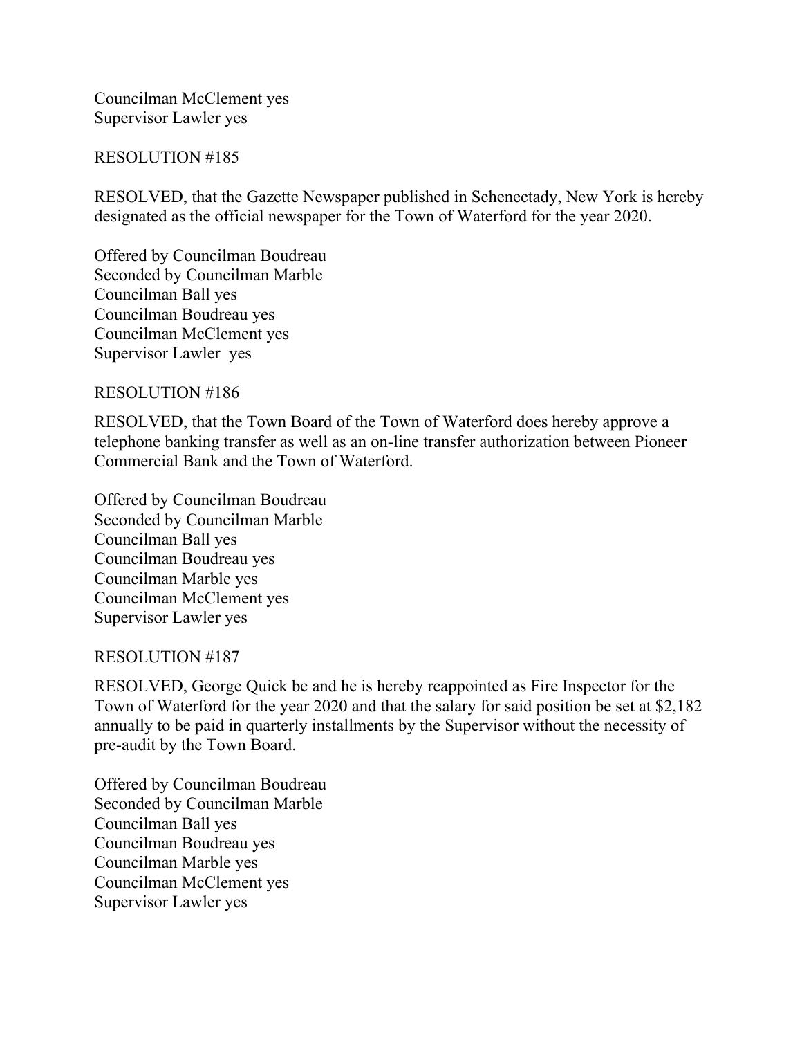Councilman McClement yes
Supervisor Lawler yes

RESOLUTION #185

RESOLVED, that the Gazette Newspaper published in Schenectady, New York is hereby designated as the official newspaper for the Town of Waterford for the year 2020.

Offered by Councilman Boudreau
Seconded by Councilman Marble
Councilman Ball yes
Councilman Boudreau yes
Councilman McClement yes
Supervisor Lawler yes

RESOLUTION #186

RESOLVED, that the Town Board of the Town of Waterford does hereby approve a telephone banking transfer as well as an on-line transfer authorization between Pioneer Commercial Bank and the Town of Waterford.

Offered by Councilman Boudreau
Seconded by Councilman Marble
Councilman Ball yes
Councilman Boudreau yes
Councilman Marble yes
Councilman McClement yes
Supervisor Lawler yes

RESOLUTION #187

RESOLVED, George Quick be and he is hereby reappointed as Fire Inspector for the Town of Waterford for the year 2020 and that the salary for said position be set at $2,182 annually to be paid in quarterly installments by the Supervisor without the necessity of pre-audit by the Town Board.

Offered by Councilman Boudreau
Seconded by Councilman Marble
Councilman Ball yes
Councilman Boudreau yes
Councilman Marble yes
Councilman McClement yes
Supervisor Lawler yes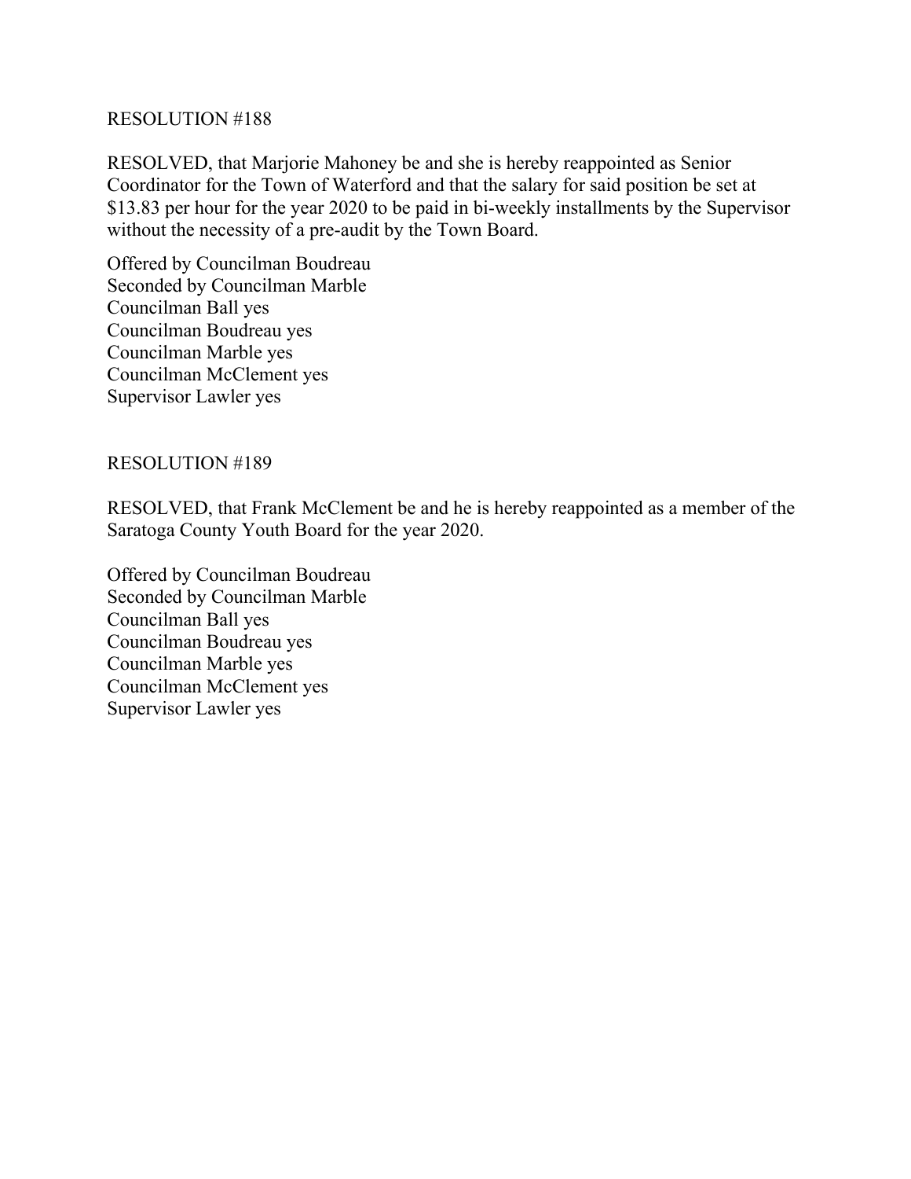RESOLUTION #188

RESOLVED, that Marjorie Mahoney be and she is hereby reappointed as Senior Coordinator for the Town of Waterford and that the salary for said position be set at $13.83 per hour for the year 2020 to be paid in bi-weekly installments by the Supervisor without the necessity of a pre-audit by the Town Board.

Offered by Councilman Boudreau
Seconded by Councilman Marble
Councilman Ball yes
Councilman Boudreau yes
Councilman Marble yes
Councilman McClement yes
Supervisor Lawler yes

RESOLUTION #189

RESOLVED, that Frank McClement be and he is hereby reappointed as a member of the Saratoga County Youth Board for the year 2020.

Offered by Councilman Boudreau
Seconded by Councilman Marble
Councilman Ball yes
Councilman Boudreau yes
Councilman Marble yes
Councilman McClement yes
Supervisor Lawler yes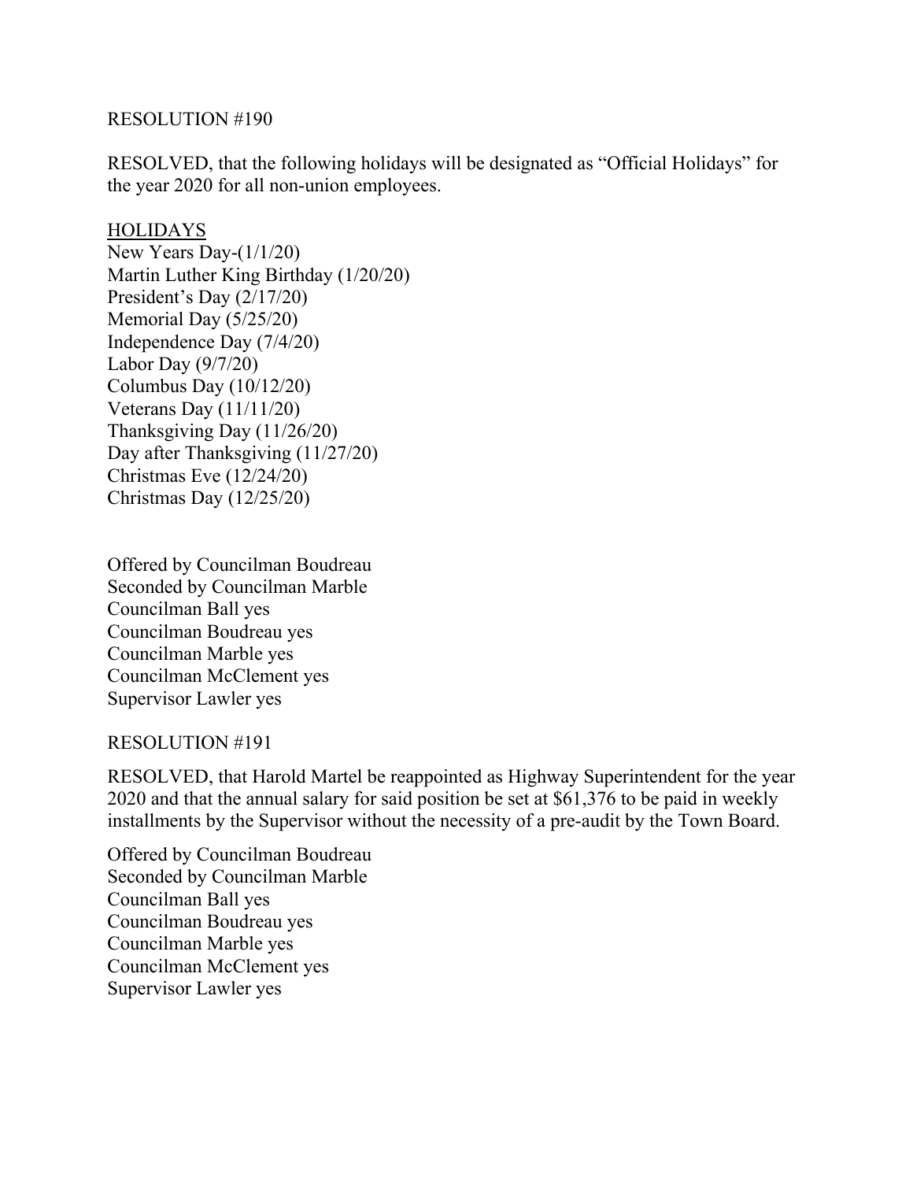RESOLUTION #190

RESOLVED, that the following holidays will be designated as "Official Holidays" for the year 2020 for all non-union employees.

<u>HOLIDAYS</u>

New Years Day-(1/1/20)
Martin Luther King Birthday (1/20/20)
President's Day (2/17/20)
Memorial Day (5/25/20)
Independence Day (7/4/20)
Labor Day (9/7/20)
Columbus Day (10/12/20)
Veterans Day (11/11/20)
Thanksgiving Day (11/26/20)
Day after Thanksgiving (11/27/20)
Christmas Eve (12/24/20)
Christmas Day (12/25/20)

Offered by Councilman Boudreau
Seconded by Councilman Marble
Councilman Ball yes
Councilman Boudreau yes
Councilman Marble yes
Councilman McClement yes
Supervisor Lawler yes

RESOLUTION #191

RESOLVED, that Harold Martel be reappointed as Highway Superintendent for the year 2020 and that the annual salary for said position be set at $61,376 to be paid in weekly installments by the Supervisor without the necessity of a pre-audit by the Town Board.

Offered by Councilman Boudreau
Seconded by Councilman Marble
Councilman Ball yes
Councilman Boudreau yes
Councilman Marble yes
Councilman McClement yes
Supervisor Lawler yes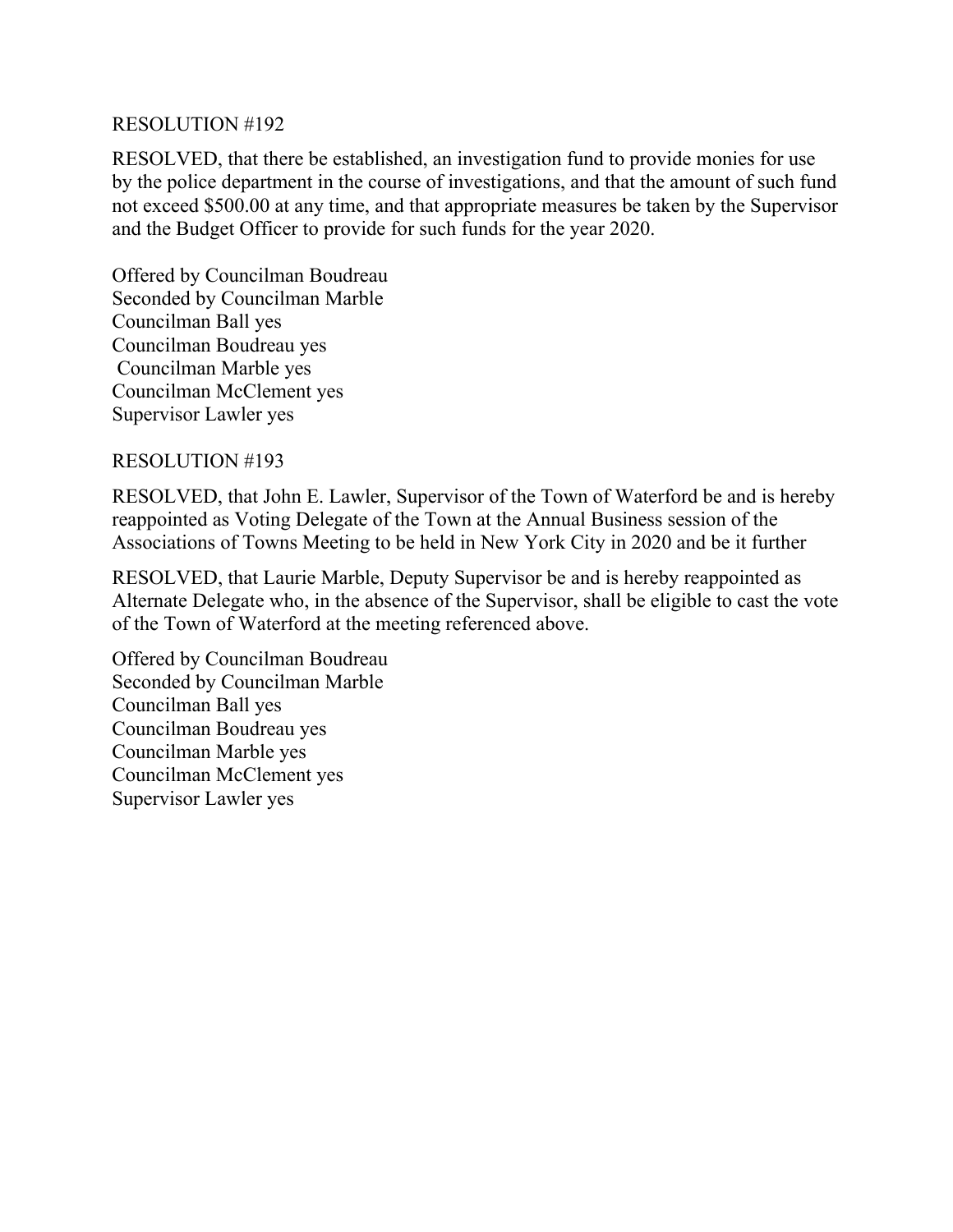RESOLUTION #192

RESOLVED, that there be established, an investigation fund to provide monies for use by the police department in the course of investigations, and that the amount of such fund not exceed $500.00 at any time, and that appropriate measures be taken by the Supervisor and the Budget Officer to provide for such funds for the year 2020.

Offered by Councilman Boudreau
Seconded by Councilman Marble
Councilman Ball yes
Councilman Boudreau yes
Councilman Marble yes
Councilman McClement yes
Supervisor Lawler yes

RESOLUTION #193

RESOLVED, that John E. Lawler, Supervisor of the Town of Waterford be and is hereby reappointed as Voting Delegate of the Town at the Annual Business session of the Associations of Towns Meeting to be held in New York City in 2020 and be it further

RESOLVED, that Laurie Marble, Deputy Supervisor be and is hereby reappointed as Alternate Delegate who, in the absence of the Supervisor, shall be eligible to cast the vote of the Town of Waterford at the meeting referenced above.

Offered by Councilman Boudreau
Seconded by Councilman Marble
Councilman Ball yes
Councilman Boudreau yes
Councilman Marble yes
Councilman McClement yes
Supervisor Lawler yes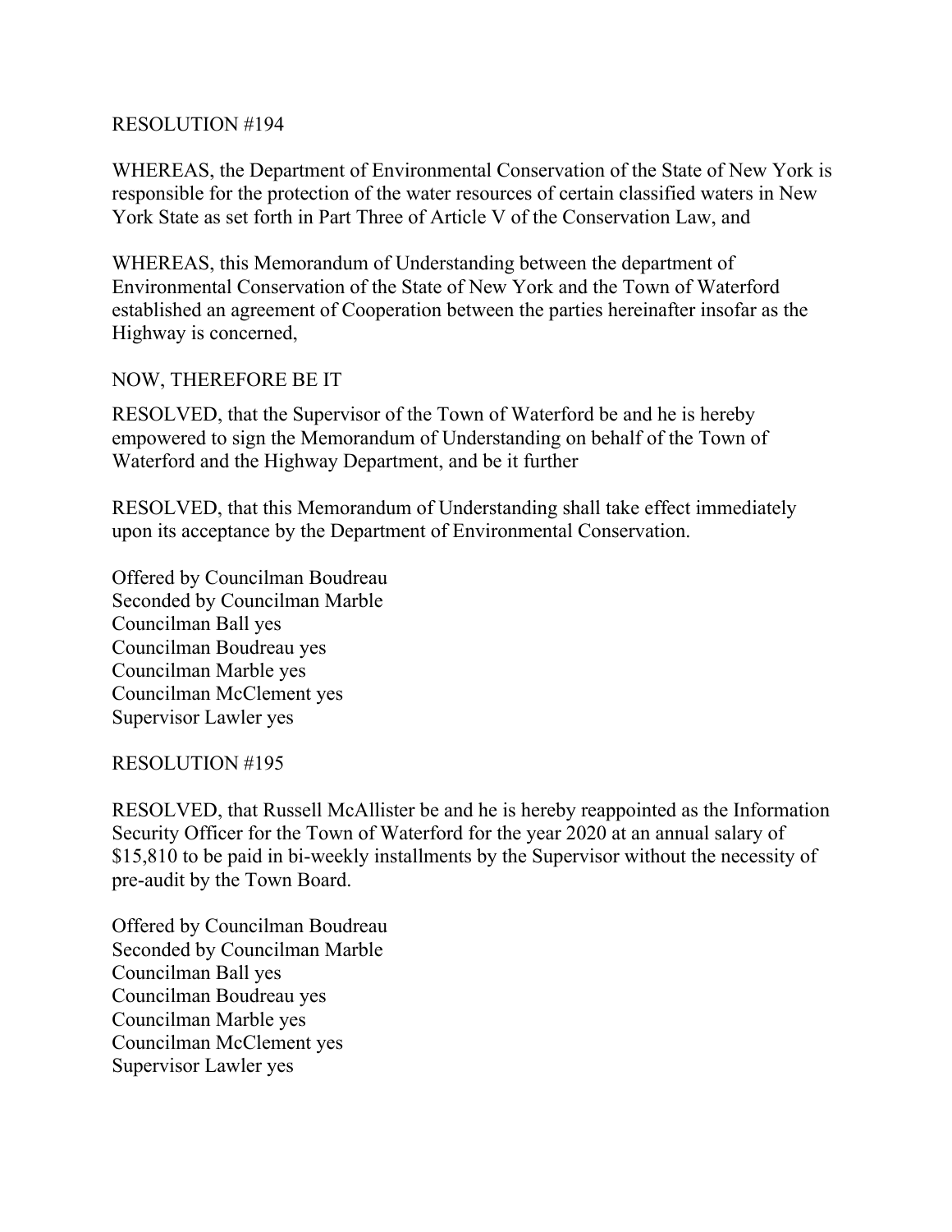RESOLUTION #194

WHEREAS, the Department of Environmental Conservation of the State of New York is responsible for the protection of the water resources of certain classified waters in New York State as set forth in Part Three of Article V of the Conservation Law, and

WHEREAS, this Memorandum of Understanding between the department of Environmental Conservation of the State of New York and the Town of Waterford established an agreement of Cooperation between the parties hereinafter insofar as the Highway is concerned,

NOW, THEREFORE BE IT

RESOLVED, that the Supervisor of the Town of Waterford be and he is hereby empowered to sign the Memorandum of Understanding on behalf of the Town of Waterford and the Highway Department, and be it further

RESOLVED, that this Memorandum of Understanding shall take effect immediately upon its acceptance by the Department of Environmental Conservation.

Offered by Councilman Boudreau
Seconded by Councilman Marble
Councilman Ball yes
Councilman Boudreau yes
Councilman Marble yes
Councilman McClement yes
Supervisor Lawler yes

RESOLUTION #195

RESOLVED, that Russell McAllister be and he is hereby reappointed as the Information Security Officer for the Town of Waterford for the year 2020 at an annual salary of $15,810 to be paid in bi-weekly installments by the Supervisor without the necessity of pre-audit by the Town Board.

Offered by Councilman Boudreau
Seconded by Councilman Marble
Councilman Ball yes
Councilman Boudreau yes
Councilman Marble yes
Councilman McClement yes
Supervisor Lawler yes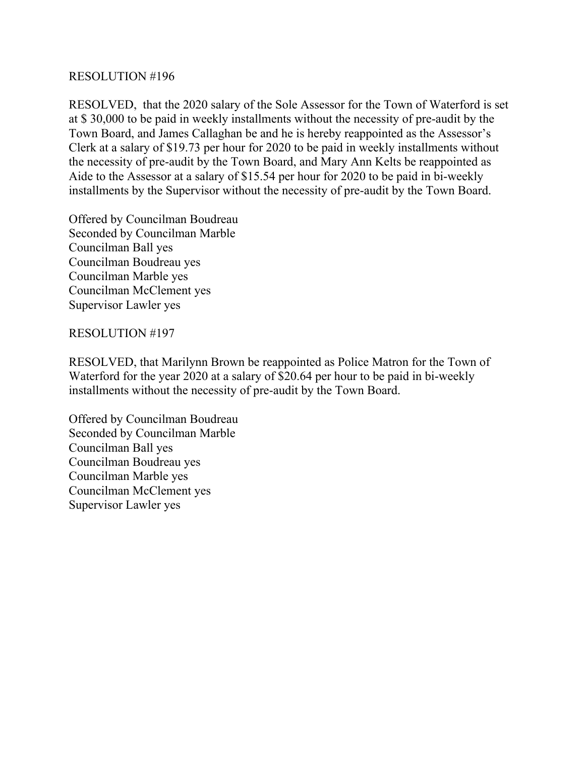RESOLUTION #196

RESOLVED, that the 2020 salary of the Sole Assessor for the Town of Waterford is set at $ 30,000 to be paid in weekly installments without the necessity of pre-audit by the Town Board, and James Callaghan be and he is hereby reappointed as the Assessor's Clerk at a salary of $19.73 per hour for 2020 to be paid in weekly installments without the necessity of pre-audit by the Town Board, and Mary Ann Kelts be reappointed as Aide to the Assessor at a salary of $15.54 per hour for 2020 to be paid in bi-weekly installments by the Supervisor without the necessity of pre-audit by the Town Board.

Offered by Councilman Boudreau
Seconded by Councilman Marble
Councilman Ball yes
Councilman Boudreau yes
Councilman Marble yes
Councilman McClement yes
Supervisor Lawler yes

RESOLUTION #197

RESOLVED, that Marilynn Brown be reappointed as Police Matron for the Town of Waterford for the year 2020 at a salary of $20.64 per hour to be paid in bi-weekly installments without the necessity of pre-audit by the Town Board.

Offered by Councilman Boudreau
Seconded by Councilman Marble
Councilman Ball yes
Councilman Boudreau yes
Councilman Marble yes
Councilman McClement yes
Supervisor Lawler yes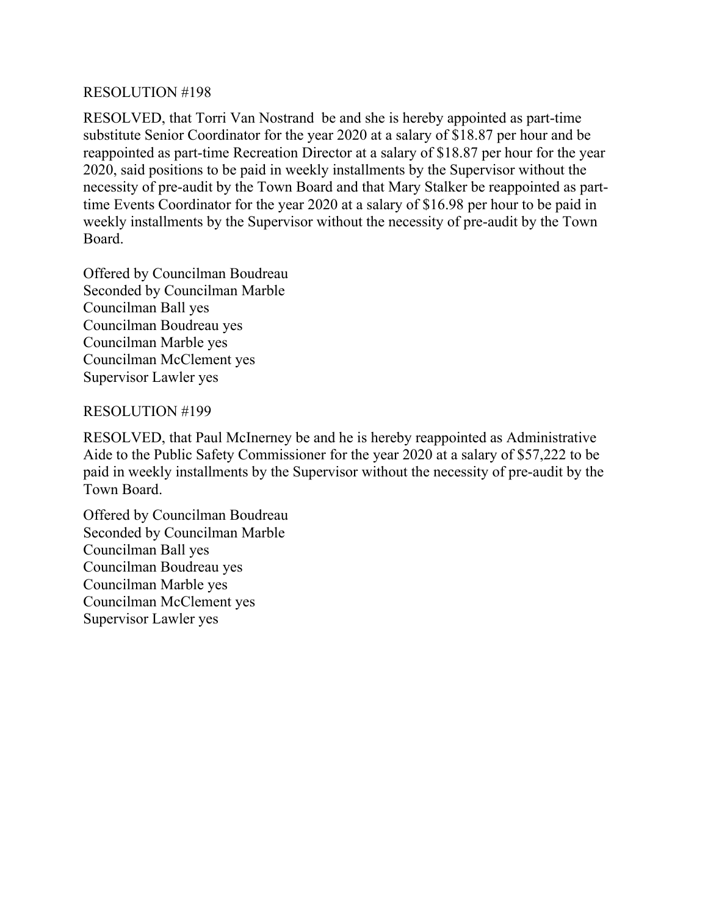RESOLUTION #198

RESOLVED, that Torri Van Nostrand be and she is hereby appointed as part-time substitute Senior Coordinator for the year 2020 at a salary of $18.87 per hour and be reappointed as part-time Recreation Director at a salary of $18.87 per hour for the year 2020, said positions to be paid in weekly installments by the Supervisor without the necessity of pre-audit by the Town Board and that Mary Stalker be reappointed as part-time Events Coordinator for the year 2020 at a salary of $16.98 per hour to be paid in weekly installments by the Supervisor without the necessity of pre-audit by the Town Board.

Offered by Councilman Boudreau
Seconded by Councilman Marble
Councilman Ball yes
Councilman Boudreau yes
Councilman Marble yes
Councilman McClement yes
Supervisor Lawler yes

RESOLUTION #199

RESOLVED, that Paul McInerney be and he is hereby reappointed as Administrative Aide to the Public Safety Commissioner for the year 2020 at a salary of $57,222 to be paid in weekly installments by the Supervisor without the necessity of pre-audit by the Town Board.

Offered by Councilman Boudreau
Seconded by Councilman Marble
Councilman Ball yes
Councilman Boudreau yes
Councilman Marble yes
Councilman McClement yes
Supervisor Lawler yes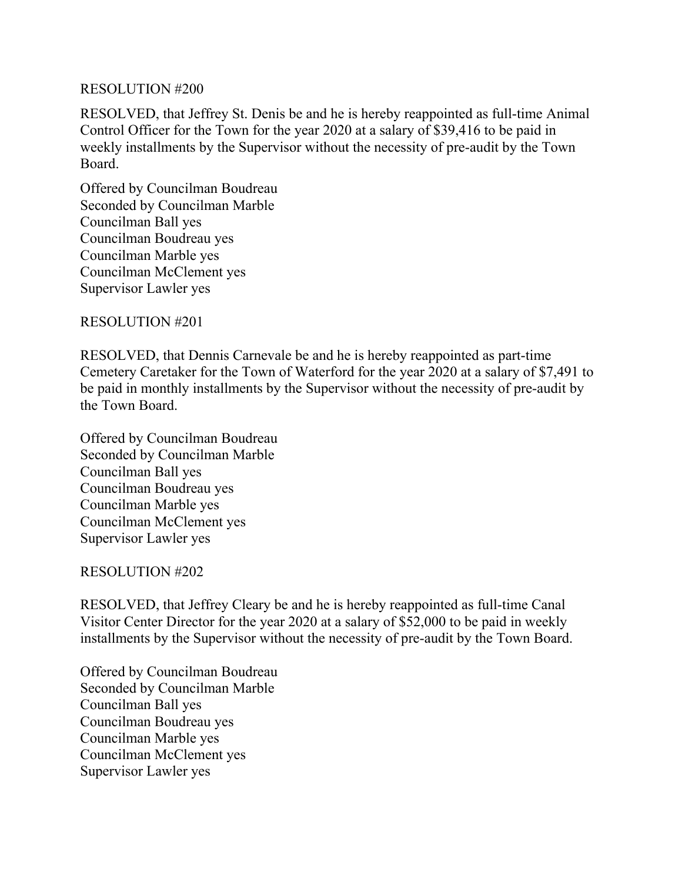RESOLUTION #200

RESOLVED, that Jeffrey St. Denis be and he is hereby reappointed as full-time Animal Control Officer for the Town for the year 2020 at a salary of $39,416 to be paid in weekly installments by the Supervisor without the necessity of pre-audit by the Town Board.

Offered by Councilman Boudreau
Seconded by Councilman Marble
Councilman Ball yes
Councilman Boudreau yes
Councilman Marble yes
Councilman McClement yes
Supervisor Lawler yes

RESOLUTION #201

RESOLVED, that Dennis Carnevale be and he is hereby reappointed as part-time Cemetery Caretaker for the Town of Waterford for the year 2020 at a salary of $7,491 to be paid in monthly installments by the Supervisor without the necessity of pre-audit by the Town Board.

Offered by Councilman Boudreau
Seconded by Councilman Marble
Councilman Ball yes
Councilman Boudreau yes
Councilman Marble yes
Councilman McClement yes
Supervisor Lawler yes

RESOLUTION #202

RESOLVED, that Jeffrey Cleary be and he is hereby reappointed as full-time Canal Visitor Center Director for the year 2020 at a salary of $52,000 to be paid in weekly installments by the Supervisor without the necessity of pre-audit by the Town Board.

Offered by Councilman Boudreau
Seconded by Councilman Marble
Councilman Ball yes
Councilman Boudreau yes
Councilman Marble yes
Councilman McClement yes
Supervisor Lawler yes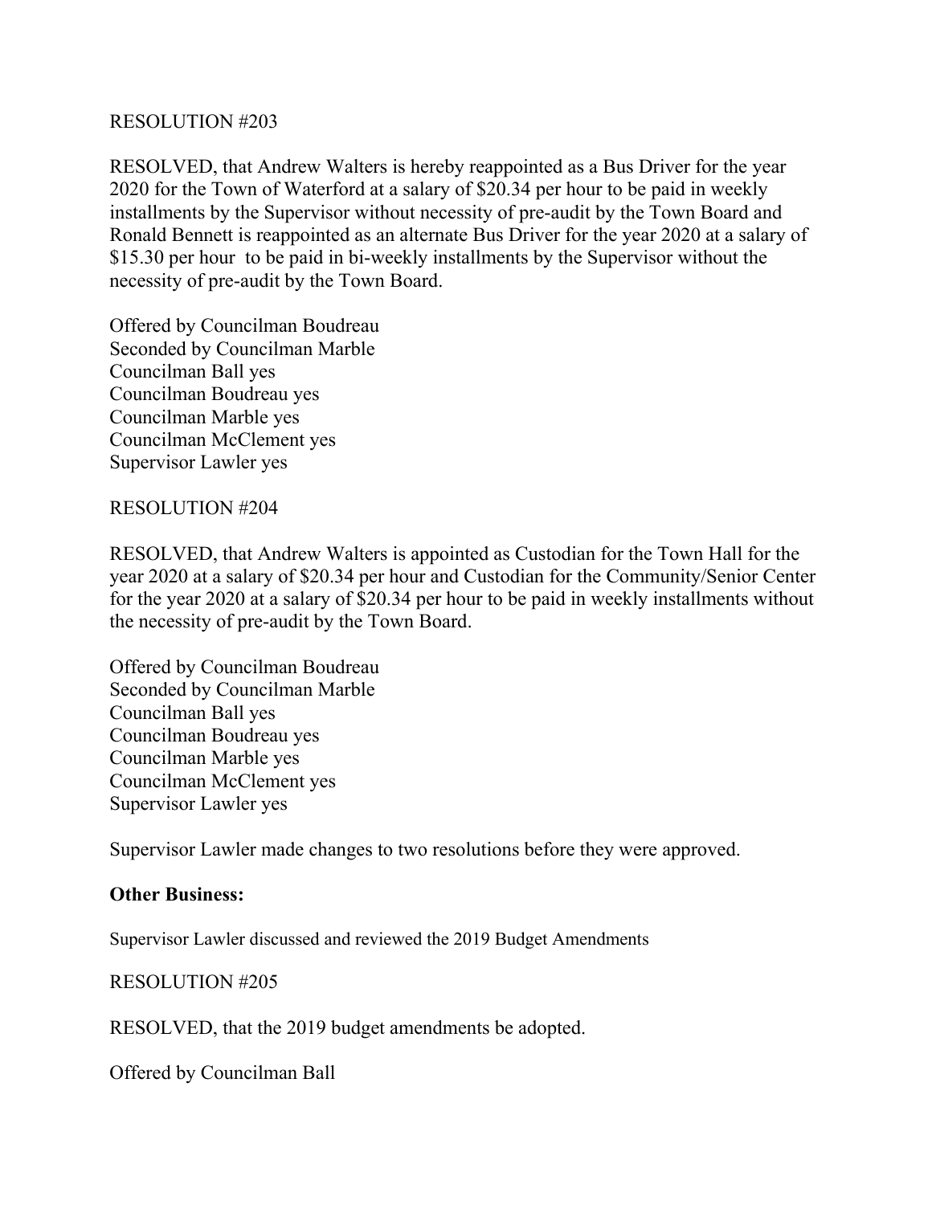RESOLUTION #203

RESOLVED, that Andrew Walters is hereby reappointed as a Bus Driver for the year 2020 for the Town of Waterford at a salary of $20.34 per hour to be paid in weekly installments by the Supervisor without necessity of pre-audit by the Town Board and Ronald Bennett is reappointed as an alternate Bus Driver for the year 2020 at a salary of $15.30 per hour to be paid in bi-weekly installments by the Supervisor without the necessity of pre-audit by the Town Board.

Offered by Councilman Boudreau
Seconded by Councilman Marble
Councilman Ball yes
Councilman Boudreau yes
Councilman Marble yes
Councilman McClement yes
Supervisor Lawler yes

RESOLUTION #204

RESOLVED, that Andrew Walters is appointed as Custodian for the Town Hall for the year 2020 at a salary of $20.34 per hour and Custodian for the Community/Senior Center for the year 2020 at a salary of $20.34 per hour to be paid in weekly installments without the necessity of pre-audit by the Town Board.

Offered by Councilman Boudreau
Seconded by Councilman Marble
Councilman Ball yes
Councilman Boudreau yes
Councilman Marble yes
Councilman McClement yes
Supervisor Lawler yes

Supervisor Lawler made changes to two resolutions before they were approved.

**Other Business:**

Supervisor Lawler discussed and reviewed the 2019 Budget Amendments

RESOLUTION #205

RESOLVED, that the 2019 budget amendments be adopted.

Offered by Councilman Ball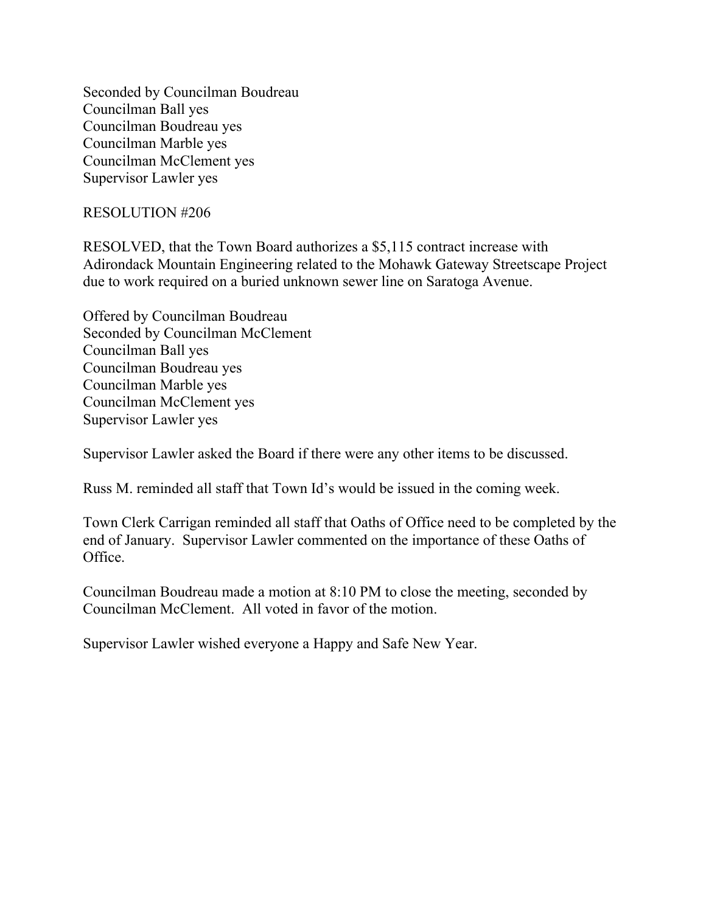Seconded by Councilman Boudreau
Councilman Ball yes
Councilman Boudreau yes
Councilman Marble yes
Councilman McClement yes
Supervisor Lawler yes

RESOLUTION #206

RESOLVED, that the Town Board authorizes a $5,115 contract increase with Adirondack Mountain Engineering related to the Mohawk Gateway Streetscape Project due to work required on a buried unknown sewer line on Saratoga Avenue.

Offered by Councilman Boudreau
Seconded by Councilman McClement
Councilman Ball yes
Councilman Boudreau yes
Councilman Marble yes
Councilman McClement yes
Supervisor Lawler yes

Supervisor Lawler asked the Board if there were any other items to be discussed.

Russ M. reminded all staff that Town Id's would be issued in the coming week.

Town Clerk Carrigan reminded all staff that Oaths of Office need to be completed by the end of January. Supervisor Lawler commented on the importance of these Oaths of Office.

Councilman Boudreau made a motion at 8:10 PM to close the meeting, seconded by Councilman McClement. All voted in favor of the motion.

Supervisor Lawler wished everyone a Happy and Safe New Year.